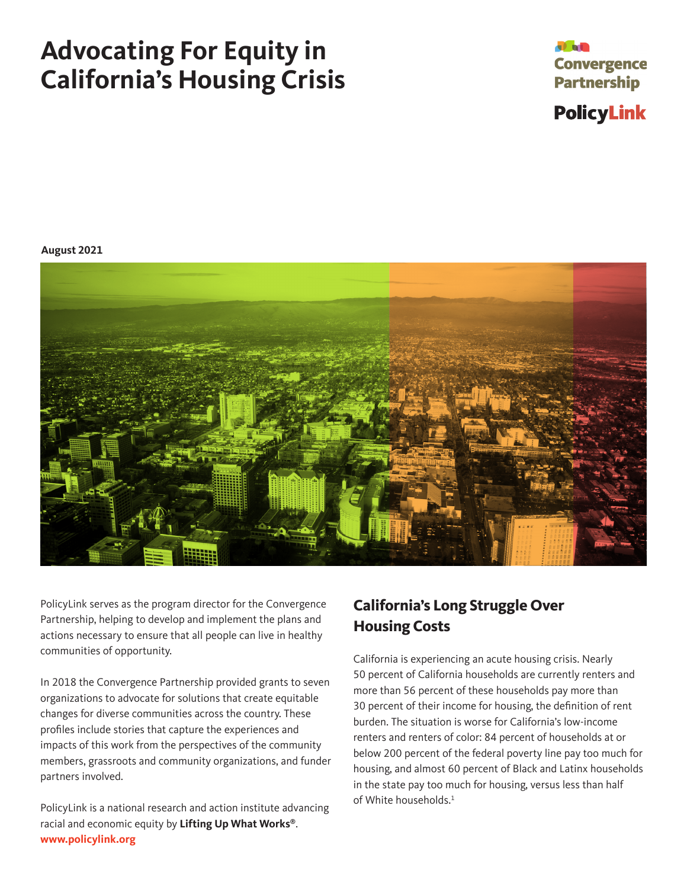# Advocating For Equity in California's Housing Crisis

Convergence Partnership

PolicyLink

**August 2021**

PolicyLink serves as the program director for the Convergence Partnership, helping to develop and implement the plans and actions necessary to ensure that all people can live in healthy communities of opportunity.

In 2018 the Convergence Partnership provided grants to seven organizations to advocate for solutions that create equitable changes for diverse communities across the country. These profiles include stories that capture the experiences and impacts of this work from the perspectives of the community members, grassroots and community organizations, and funder partners involved.

PolicyLink is a national research and action institute advancing racial and economic equity by **Lifting Up What Works®**.
**www.policylink.org**

## California's Long Struggle Over Housing Costs

California is experiencing an acute housing crisis. Nearly 50 percent of California households are currently renters and more than 56 percent of these households pay more than 30 percent of their income for housing, the definition of rent burden. The situation is worse for California's low-income renters and renters of color: 84 percent of households at or below 200 percent of the federal poverty line pay too much for housing, and almost 60 percent of Black and Latinx households in the state pay too much for housing, versus less than half of White households.[1]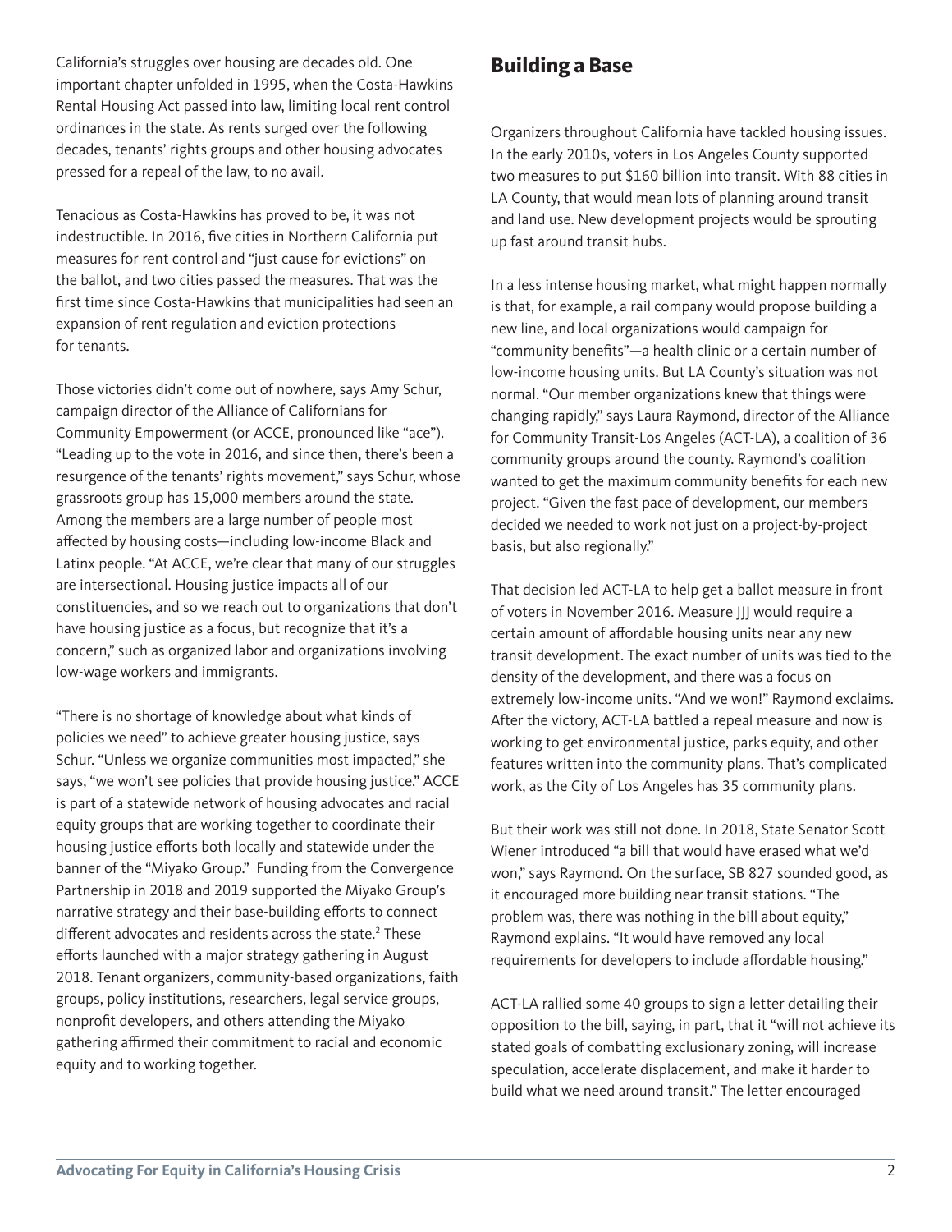California's struggles over housing are decades old. One important chapter unfolded in 1995, when the Costa-Hawkins Rental Housing Act passed into law, limiting local rent control ordinances in the state. As rents surged over the following decades, tenants' rights groups and other housing advocates pressed for a repeal of the law, to no avail.

Tenacious as Costa-Hawkins has proved to be, it was not indestructible. In 2016, five cities in Northern California put measures for rent control and "just cause for evictions" on the ballot, and two cities passed the measures. That was the first time since Costa-Hawkins that municipalities had seen an expansion of rent regulation and eviction protections for tenants.

Those victories didn't come out of nowhere, says Amy Schur, campaign director of the Alliance of Californians for Community Empowerment (or ACCE, pronounced like "ace"). "Leading up to the vote in 2016, and since then, there's been a resurgence of the tenants' rights movement," says Schur, whose grassroots group has 15,000 members around the state. Among the members are a large number of people most affected by housing costs—including low-income Black and Latinx people. "At ACCE, we're clear that many of our struggles are intersectional. Housing justice impacts all of our constituencies, and so we reach out to organizations that don't have housing justice as a focus, but recognize that it's a concern," such as organized labor and organizations involving low-wage workers and immigrants.

"There is no shortage of knowledge about what kinds of policies we need" to achieve greater housing justice, says Schur. "Unless we organize communities most impacted," she says, "we won't see policies that provide housing justice." ACCE is part of a statewide network of housing advocates and racial equity groups that are working together to coordinate their housing justice efforts both locally and statewide under the banner of the "Miyako Group." Funding from the Convergence Partnership in 2018 and 2019 supported the Miyako Group's narrative strategy and their base-building efforts to connect different advocates and residents across the state.[2] These efforts launched with a major strategy gathering in August 2018. Tenant organizers, community-based organizations, faith groups, policy institutions, researchers, legal service groups, nonprofit developers, and others attending the Miyako gathering affirmed their commitment to racial and economic equity and to working together.

## Building a Base

Organizers throughout California have tackled housing issues. In the early 2010s, voters in Los Angeles County supported two measures to put $160 billion into transit. With 88 cities in LA County, that would mean lots of planning around transit and land use. New development projects would be sprouting up fast around transit hubs.

In a less intense housing market, what might happen normally is that, for example, a rail company would propose building a new line, and local organizations would campaign for "community benefits"—a health clinic or a certain number of low-income housing units. But LA County's situation was not normal. "Our member organizations knew that things were changing rapidly," says Laura Raymond, director of the Alliance for Community Transit-Los Angeles (ACT-LA), a coalition of 36 community groups around the county. Raymond's coalition wanted to get the maximum community benefits for each new project. "Given the fast pace of development, our members decided we needed to work not just on a project-by-project basis, but also regionally."

That decision led ACT-LA to help get a ballot measure in front of voters in November 2016. Measure JJJ would require a certain amount of affordable housing units near any new transit development. The exact number of units was tied to the density of the development, and there was a focus on extremely low-income units. "And we won!" Raymond exclaims. After the victory, ACT-LA battled a repeal measure and now is working to get environmental justice, parks equity, and other features written into the community plans. That's complicated work, as the City of Los Angeles has 35 community plans.

But their work was still not done. In 2018, State Senator Scott Wiener introduced "a bill that would have erased what we'd won," says Raymond. On the surface, SB 827 sounded good, as it encouraged more building near transit stations. "The problem was, there was nothing in the bill about equity," Raymond explains. "It would have removed any local requirements for developers to include affordable housing."

ACT-LA rallied some 40 groups to sign a letter detailing their opposition to the bill, saying, in part, that it "will not achieve its stated goals of combatting exclusionary zoning, will increase speculation, accelerate displacement, and make it harder to build what we need around transit." The letter encouraged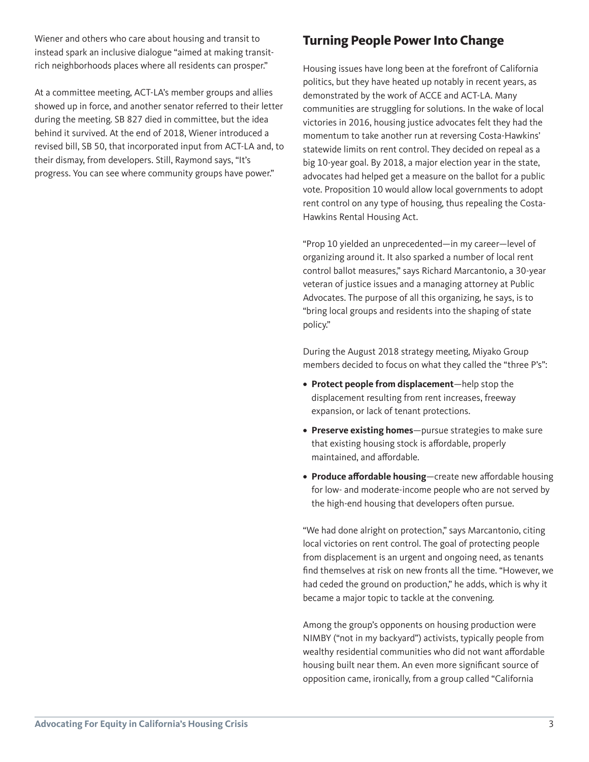Wiener and others who care about housing and transit to instead spark an inclusive dialogue "aimed at making transit-rich neighborhoods places where all residents can prosper."

At a committee meeting, ACT-LA's member groups and allies showed up in force, and another senator referred to their letter during the meeting. SB 827 died in committee, but the idea behind it survived. At the end of 2018, Wiener introduced a revised bill, SB 50, that incorporated input from ACT-LA and, to their dismay, from developers. Still, Raymond says, "It's progress. You can see where community groups have power."

## Turning People Power Into Change

Housing issues have long been at the forefront of California politics, but they have heated up notably in recent years, as demonstrated by the work of ACCE and ACT-LA. Many communities are struggling for solutions. In the wake of local victories in 2016, housing justice advocates felt they had the momentum to take another run at reversing Costa-Hawkins' statewide limits on rent control. They decided on repeal as a big 10-year goal. By 2018, a major election year in the state, advocates had helped get a measure on the ballot for a public vote. Proposition 10 would allow local governments to adopt rent control on any type of housing, thus repealing the Costa-Hawkins Rental Housing Act.

"Prop 10 yielded an unprecedented—in my career—level of organizing around it. It also sparked a number of local rent control ballot measures," says Richard Marcantonio, a 30-year veteran of justice issues and a managing attorney at Public Advocates. The purpose of all this organizing, he says, is to "bring local groups and residents into the shaping of state policy."

During the August 2018 strategy meeting, Miyako Group members decided to focus on what they called the "three P's":

- **Protect people from displacement**—help stop the displacement resulting from rent increases, freeway expansion, or lack of tenant protections.
- **Preserve existing homes**—pursue strategies to make sure that existing housing stock is affordable, properly maintained, and affordable.
- **Produce affordable housing**—create new affordable housing for low- and moderate-income people who are not served by the high-end housing that developers often pursue.

"We had done alright on protection," says Marcantonio, citing local victories on rent control. The goal of protecting people from displacement is an urgent and ongoing need, as tenants find themselves at risk on new fronts all the time. "However, we had ceded the ground on production," he adds, which is why it became a major topic to tackle at the convening.

Among the group's opponents on housing production were NIMBY ("not in my backyard") activists, typically people from wealthy residential communities who did not want affordable housing built near them. An even more significant source of opposition came, ironically, from a group called "California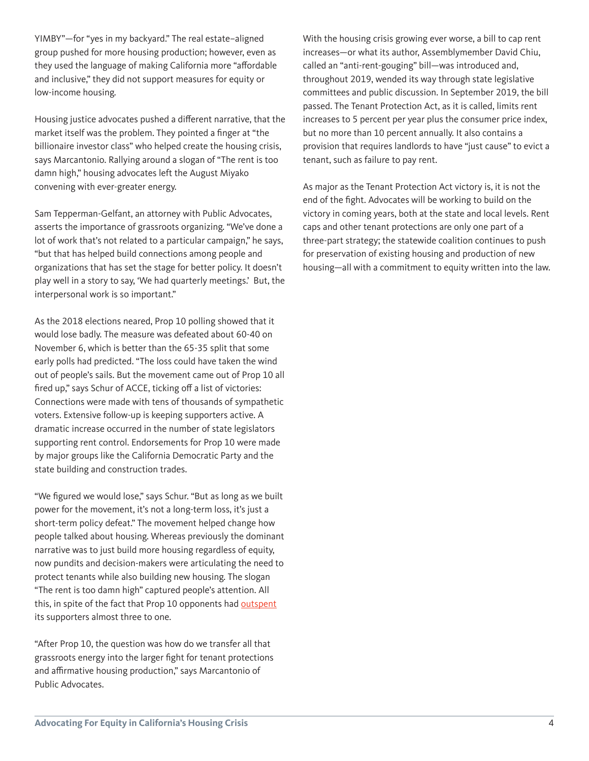YIMBY"—for "yes in my backyard." The real estate–aligned group pushed for more housing production; however, even as they used the language of making California more "affordable and inclusive," they did not support measures for equity or low-income housing.

Housing justice advocates pushed a different narrative, that the market itself was the problem. They pointed a finger at "the billionaire investor class" who helped create the housing crisis, says Marcantonio. Rallying around a slogan of "The rent is too damn high," housing advocates left the August Miyako convening with ever-greater energy.

Sam Tepperman-Gelfant, an attorney with Public Advocates, asserts the importance of grassroots organizing. "We've done a lot of work that's not related to a particular campaign," he says, "but that has helped build connections among people and organizations that has set the stage for better policy. It doesn't play well in a story to say, 'We had quarterly meetings.' But, the interpersonal work is so important."

As the 2018 elections neared, Prop 10 polling showed that it would lose badly. The measure was defeated about 60-40 on November 6, which is better than the 65-35 split that some early polls had predicted. "The loss could have taken the wind out of people's sails. But the movement came out of Prop 10 all fired up," says Schur of ACCE, ticking off a list of victories: Connections were made with tens of thousands of sympathetic voters. Extensive follow-up is keeping supporters active. A dramatic increase occurred in the number of state legislators supporting rent control. Endorsements for Prop 10 were made by major groups like the California Democratic Party and the state building and construction trades.

"We figured we would lose," says Schur. "But as long as we built power for the movement, it's not a long-term loss, it's just a short-term policy defeat." The movement helped change how people talked about housing. Whereas previously the dominant narrative was to just build more housing regardless of equity, now pundits and decision-makers were articulating the need to protect tenants while also building new housing. The slogan "The rent is too damn high" captured people's attention. All this, in spite of the fact that Prop 10 opponents had outspent its supporters almost three to one.

"After Prop 10, the question was how do we transfer all that grassroots energy into the larger fight for tenant protections and affirmative housing production," says Marcantonio of Public Advocates.

With the housing crisis growing ever worse, a bill to cap rent increases—or what its author, Assemblymember David Chiu, called an "anti-rent-gouging" bill—was introduced and, throughout 2019, wended its way through state legislative committees and public discussion. In September 2019, the bill passed. The Tenant Protection Act, as it is called, limits rent increases to 5 percent per year plus the consumer price index, but no more than 10 percent annually. It also contains a provision that requires landlords to have "just cause" to evict a tenant, such as failure to pay rent.

As major as the Tenant Protection Act victory is, it is not the end of the fight. Advocates will be working to build on the victory in coming years, both at the state and local levels. Rent caps and other tenant protections are only one part of a three-part strategy; the statewide coalition continues to push for preservation of existing housing and production of new housing—all with a commitment to equity written into the law.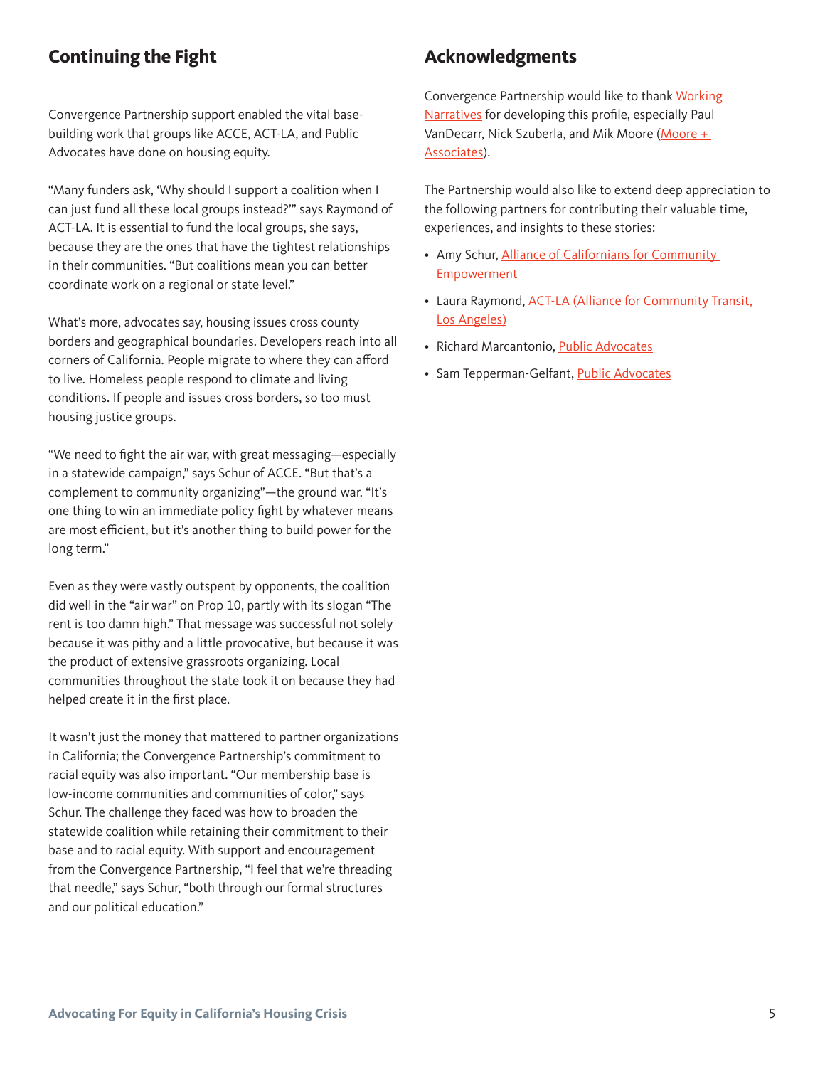## Continuing the Fight

Convergence Partnership support enabled the vital base-building work that groups like ACCE, ACT-LA, and Public Advocates have done on housing equity.

"Many funders ask, 'Why should I support a coalition when I can just fund all these local groups instead?'" says Raymond of ACT-LA. It is essential to fund the local groups, she says, because they are the ones that have the tightest relationships in their communities. "But coalitions mean you can better coordinate work on a regional or state level."

What's more, advocates say, housing issues cross county borders and geographical boundaries. Developers reach into all corners of California. People migrate to where they can afford to live. Homeless people respond to climate and living conditions. If people and issues cross borders, so too must housing justice groups.

"We need to fight the air war, with great messaging—especially in a statewide campaign," says Schur of ACCE. "But that's a complement to community organizing"—the ground war. "It's one thing to win an immediate policy fight by whatever means are most efficient, but it's another thing to build power for the long term."

Even as they were vastly outspent by opponents, the coalition did well in the "air war" on Prop 10, partly with its slogan "The rent is too damn high." That message was successful not solely because it was pithy and a little provocative, but because it was the product of extensive grassroots organizing. Local communities throughout the state took it on because they had helped create it in the first place.

It wasn't just the money that mattered to partner organizations in California; the Convergence Partnership's commitment to racial equity was also important. "Our membership base is low-income communities and communities of color," says Schur. The challenge they faced was how to broaden the statewide coalition while retaining their commitment to their base and to racial equity. With support and encouragement from the Convergence Partnership, "I feel that we're threading that needle," says Schur, "both through our formal structures and our political education."

## Acknowledgments

Convergence Partnership would like to thank Working Narratives for developing this profile, especially Paul VanDecarr, Nick Szuberla, and Mik Moore (Moore + Associates).

The Partnership would also like to extend deep appreciation to the following partners for contributing their valuable time, experiences, and insights to these stories:

- Amy Schur, Alliance of Californians for Community Empowerment
- Laura Raymond, ACT-LA (Alliance for Community Transit, Los Angeles)
- Richard Marcantonio, Public Advocates
- Sam Tepperman-Gelfant, Public Advocates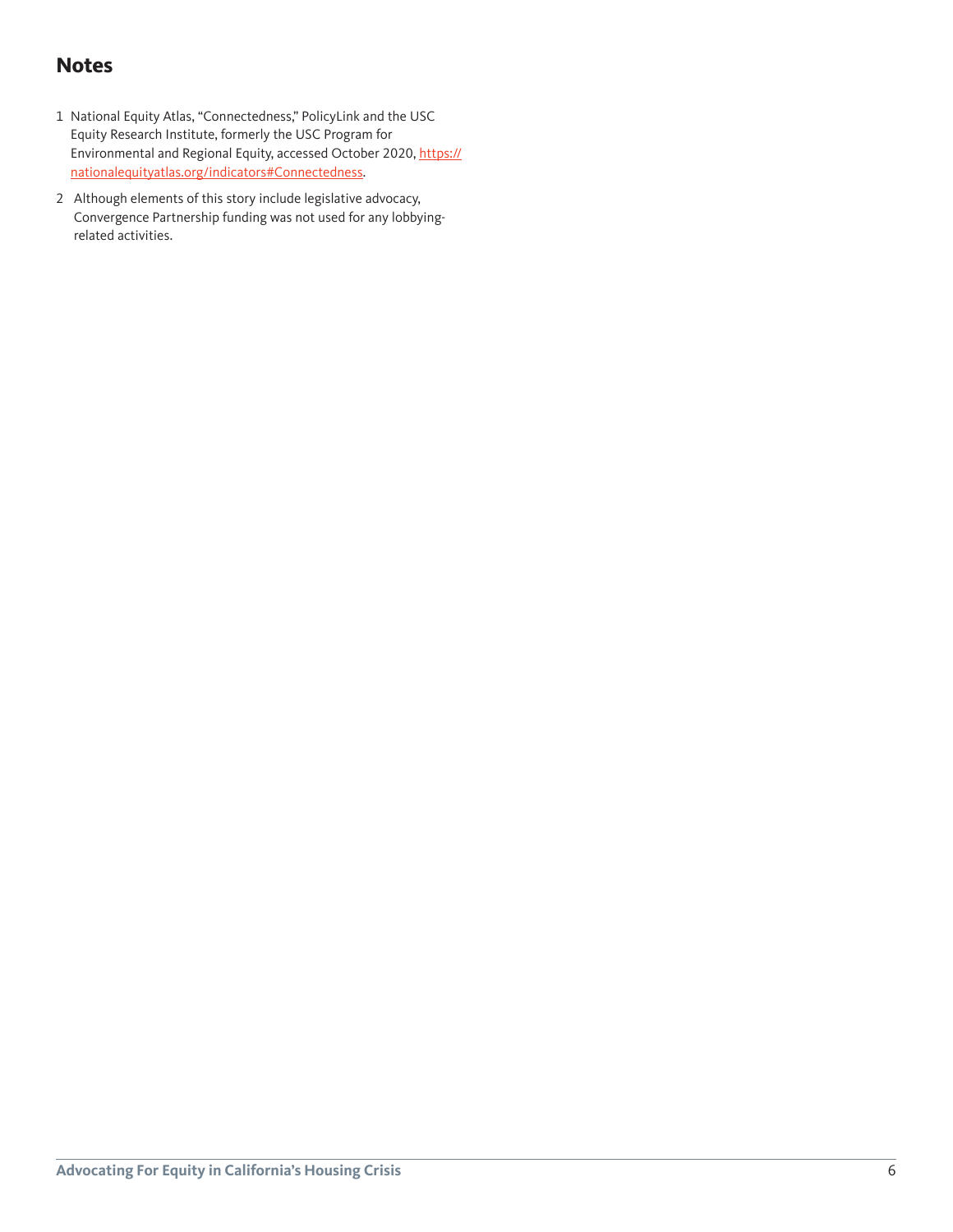## Notes

1. National Equity Atlas, "Connectedness," PolicyLink and the USC Equity Research Institute, formerly the USC Program for Environmental and Regional Equity, accessed October 2020, https://nationalequityatlas.org/indicators#Connectedness.
2. Although elements of this story include legislative advocacy, Convergence Partnership funding was not used for any lobbying-related activities.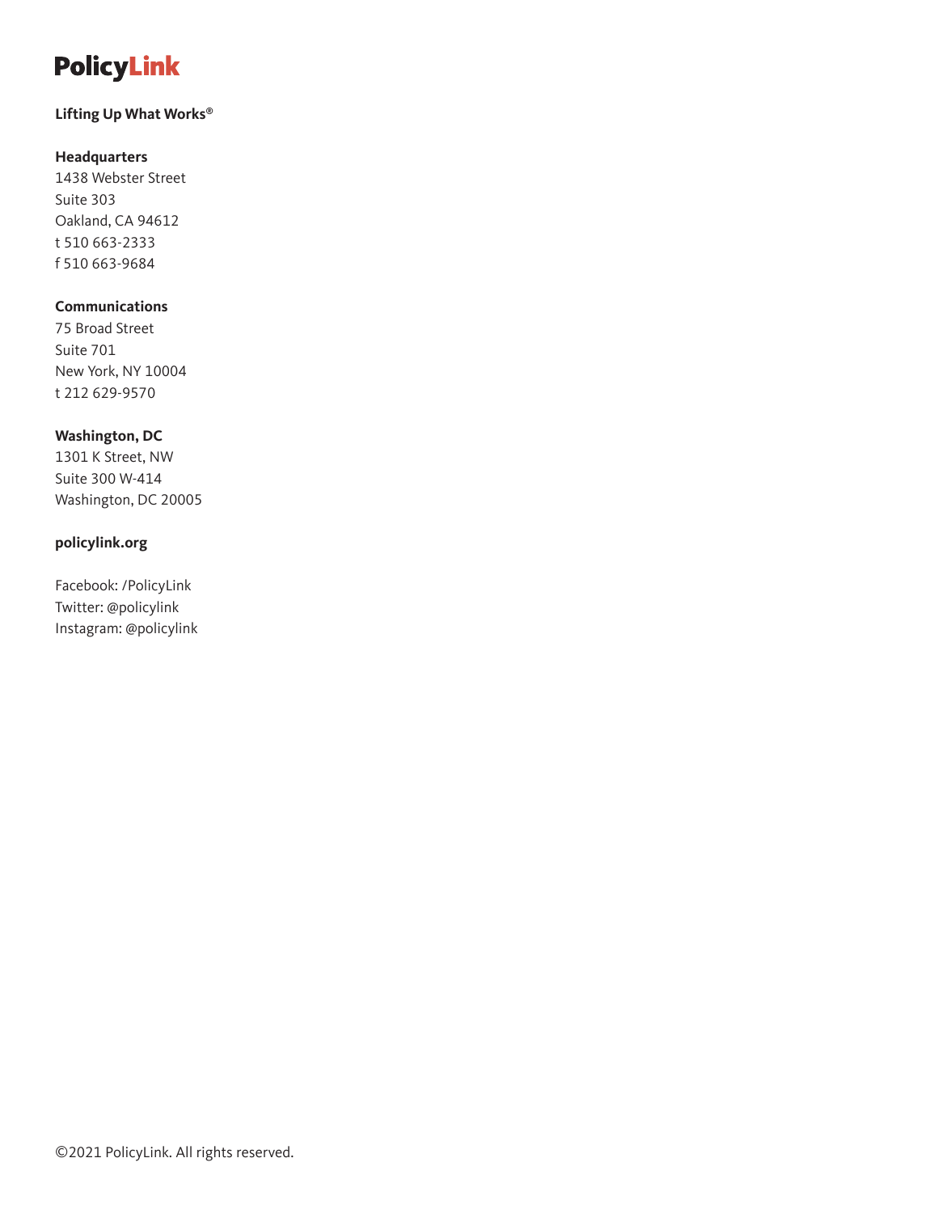**PolicyLink**

**Lifting Up What Works®**

**Headquarters**
1438 Webster Street
Suite 303
Oakland, CA 94612
t 510 663-2333
f 510 663-9684

**Communications**
75 Broad Street
Suite 701
New York, NY 10004
t 212 629-9570

**Washington, DC**
1301 K Street, NW
Suite 300 W-414
Washington, DC 20005

**policylink.org**

Facebook: /PolicyLink
Twitter: @policylink
Instagram: @policylink

©2021 PolicyLink. All rights reserved.